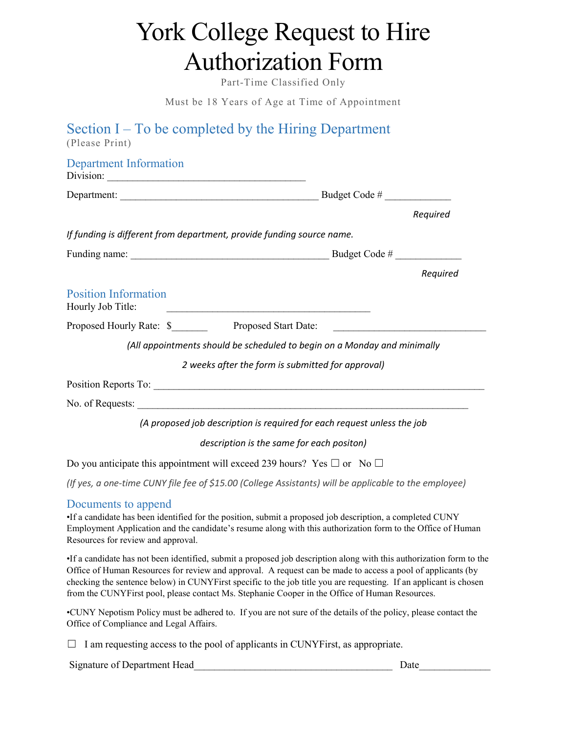# York College Request to Hire Authorization Form

Part-Time Classified Only

Must be 18 Years of Age at Time of Appointment

## Section I – To be completed by the Hiring Department

(Please Print)

### Department Information

Division: ______________________________________

Department: ______________________________________ Budget Code # ____________

*Required*

*If funding is different from department, provide funding source name.*

Funding name: ______________________________________ Budget Code # ____________

*Required*

### Position Information

Hourly Job Title: ______________________________________

Proposed Hourly Rate: $_______ Proposed Start Date: ____________________________

*(All appointments should be scheduled to begin on a Monday and minimally 2 weeks after the form is submitted for approval)*

Position Reports To: ______________________________________________________________

No. of Requests: ______________________________________________________________

*(A proposed job description is required for each request unless the job description is the same for each positon)*

Do you anticipate this appointment will exceed 239 hours? Yes ☐ or No ☐

*(If yes, a one-time CUNY file fee of $15.00 (College Assistants) will be applicable to the employee)*

### Documents to append

•If a candidate has been identified for the position, submit a proposed job description, a completed CUNY Employment Application and the candidate's resume along with this authorization form to the Office of Human Resources for review and approval.

•If a candidate has not been identified, submit a proposed job description along with this authorization form to the Office of Human Resources for review and approval. A request can be made to access a pool of applicants (by checking the sentence below) in CUNYFirst specific to the job title you are requesting. If an applicant is chosen from the CUNYFirst pool, please contact Ms. Stephanie Cooper in the Office of Human Resources.

•CUNY Nepotism Policy must be adhered to. If you are not sure of the details of the policy, please contact the Office of Compliance and Legal Affairs.

☐ I am requesting access to the pool of applicants in CUNYFirst, as appropriate.

Signature of Department Head______________________________________ Date_____________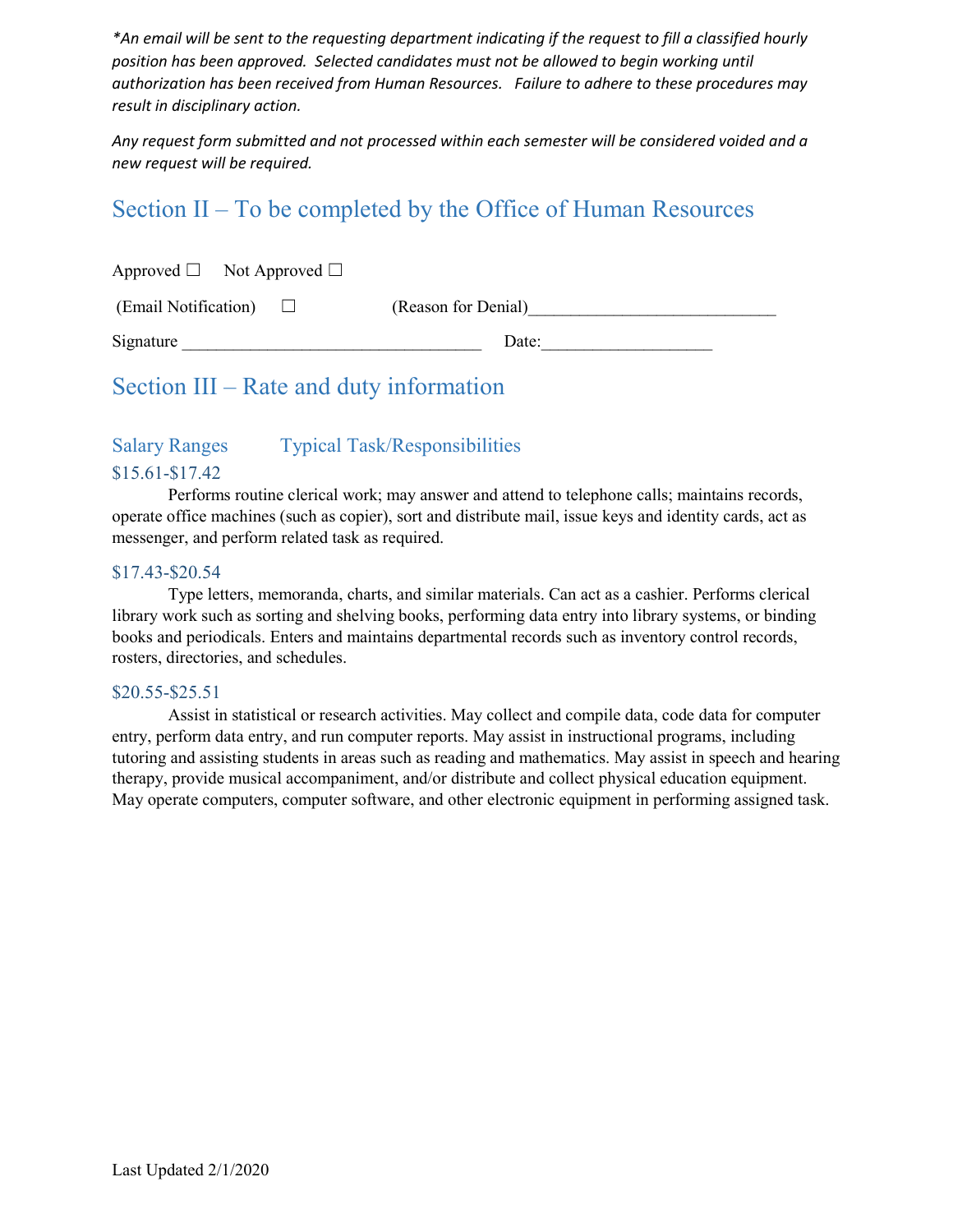*\*An email will be sent to the requesting department indicating if the request to fill a classified hourly position has been approved. Selected candidates must not be allowed to begin working until authorization has been received from Human Resources. Failure to adhere to these procedures may result in disciplinary action.*

*Any request form submitted and not processed within each semester will be considered voided and a new request will be required.*

## Section II – To be completed by the Office of Human Resources

Approved ☐ Not Approved ☐

(Email Notification) ☐ (Reason for Denial)____________________________

Signature __________________________________ Date:___________________

## Section III – Rate and duty information

### Salary Ranges Typical Task/Responsibilities

#### $15.61-$17.42

Performs routine clerical work; may answer and attend to telephone calls; maintains records, operate office machines (such as copier), sort and distribute mail, issue keys and identity cards, act as messenger, and perform related task as required.

#### $17.43-$20.54

Type letters, memoranda, charts, and similar materials. Can act as a cashier. Performs clerical library work such as sorting and shelving books, performing data entry into library systems, or binding books and periodicals. Enters and maintains departmental records such as inventory control records, rosters, directories, and schedules.

#### $20.55-$25.51

Assist in statistical or research activities. May collect and compile data, code data for computer entry, perform data entry, and run computer reports. May assist in instructional programs, including tutoring and assisting students in areas such as reading and mathematics. May assist in speech and hearing therapy, provide musical accompaniment, and/or distribute and collect physical education equipment. May operate computers, computer software, and other electronic equipment in performing assigned task.

Last Updated 2/1/2020